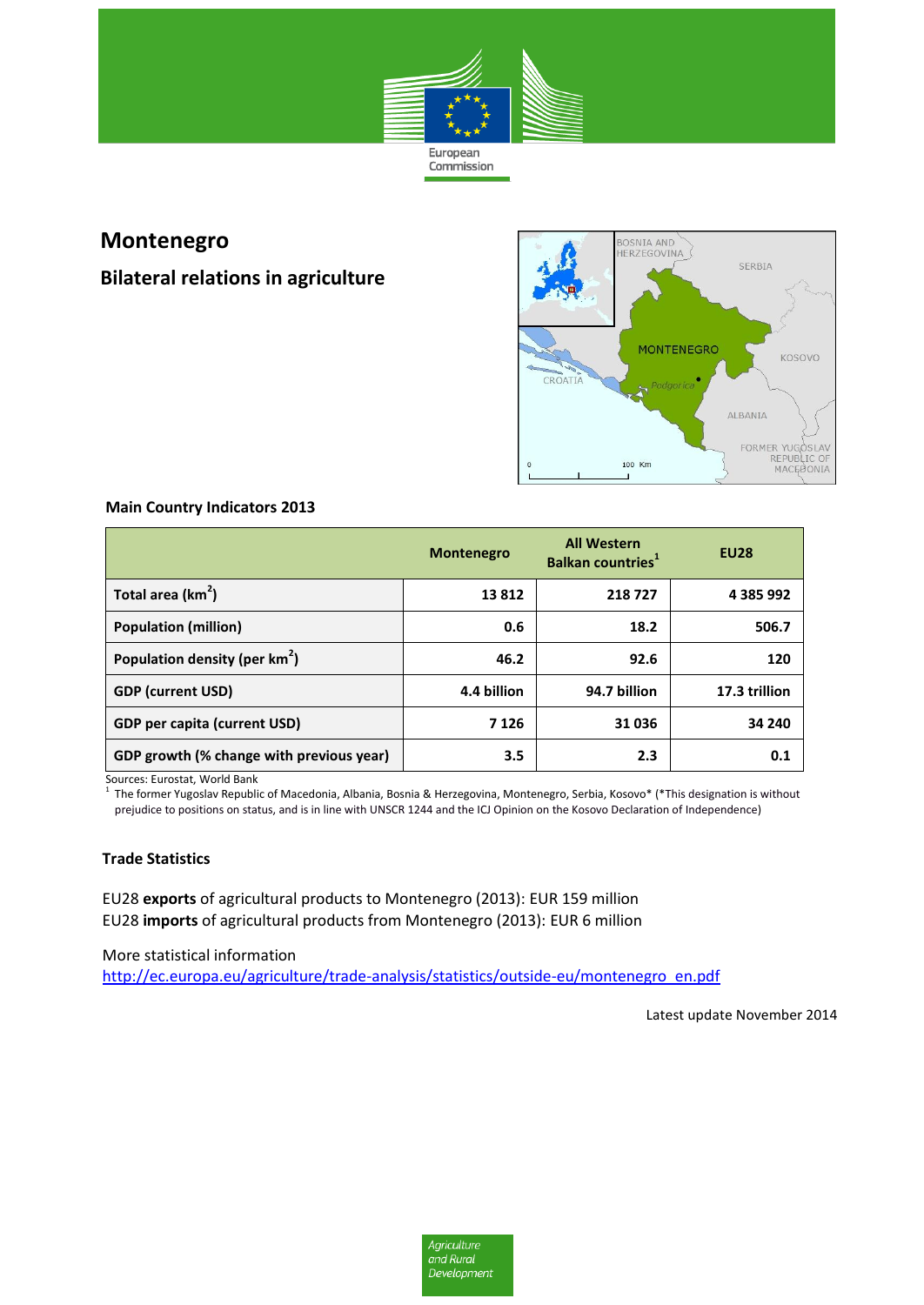# Montenegro

## Bilateral relations in agriculture

### Main Country Indicators 2013

| | Montenegro | All Western Balkan countries[1] | EU28 |
|---|---|---|---|
| Total area (km²) | 13 812 | 218 727 | 4 385 992 |
| Population (million) | 0.6 | 18.2 | 506.7 |
| Population density (per km²) | 46.2 | 92.6 | 120 |
| GDP (current USD) | 4.4 billion | 94.7 billion | 17.3 trillion |
| GDP per capita (current USD) | 7 126 | 31 036 | 34 240 |
| GDP growth (% change with previous year) | 3.5 | 2.3 | 0.1 |

Sources: Eurostat, World Bank

[1] The former Yugoslav Republic of Macedonia, Albania, Bosnia & Herzegovina, Montenegro, Serbia, Kosovo* (*This designation is without prejudice to positions on status, and is in line with UNSCR 1244 and the ICJ Opinion on the Kosovo Declaration of Independence)

### Trade Statistics

EU28 **exports** of agricultural products to Montenegro (2013): EUR 159 million
EU28 **imports** of agricultural products from Montenegro (2013): EUR 6 million

More statistical information
http://ec.europa.eu/agriculture/trade-analysis/statistics/outside-eu/montenegro_en.pdf

Latest update November 2014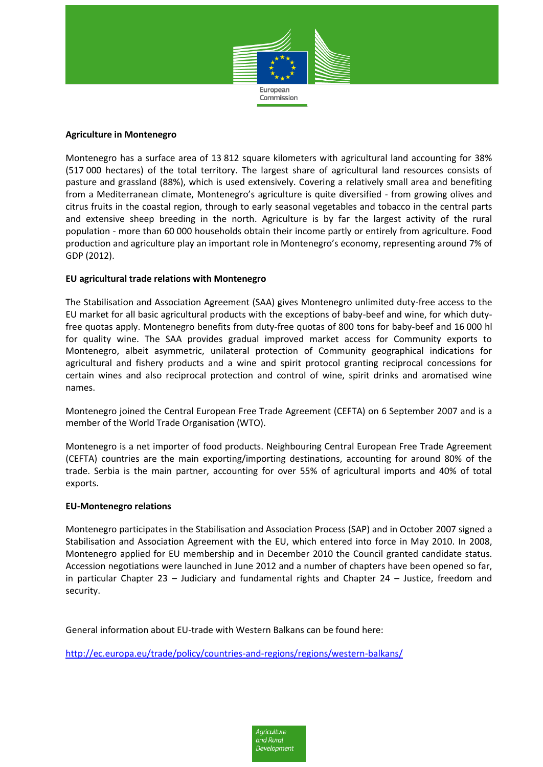**Agriculture in Montenegro**

Montenegro has a surface area of 13 812 square kilometers with agricultural land accounting for 38% (517 000 hectares) of the total territory. The largest share of agricultural land resources consists of pasture and grassland (88%), which is used extensively. Covering a relatively small area and benefiting from a Mediterranean climate, Montenegro's agriculture is quite diversified - from growing olives and citrus fruits in the coastal region, through to early seasonal vegetables and tobacco in the central parts and extensive sheep breeding in the north. Agriculture is by far the largest activity of the rural population - more than 60 000 households obtain their income partly or entirely from agriculture. Food production and agriculture play an important role in Montenegro's economy, representing around 7% of GDP (2012).

**EU agricultural trade relations with Montenegro**

The Stabilisation and Association Agreement (SAA) gives Montenegro unlimited duty-free access to the EU market for all basic agricultural products with the exceptions of baby-beef and wine, for which duty-free quotas apply. Montenegro benefits from duty-free quotas of 800 tons for baby-beef and 16 000 hl for quality wine. The SAA provides gradual improved market access for Community exports to Montenegro, albeit asymmetric, unilateral protection of Community geographical indications for agricultural and fishery products and a wine and spirit protocol granting reciprocal concessions for certain wines and also reciprocal protection and control of wine, spirit drinks and aromatised wine names.

Montenegro joined the Central European Free Trade Agreement (CEFTA) on 6 September 2007 and is a member of the World Trade Organisation (WTO).

Montenegro is a net importer of food products. Neighbouring Central European Free Trade Agreement (CEFTA) countries are the main exporting/importing destinations, accounting for around 80% of the trade. Serbia is the main partner, accounting for over 55% of agricultural imports and 40% of total exports.

**EU-Montenegro relations**

Montenegro participates in the Stabilisation and Association Process (SAP) and in October 2007 signed a Stabilisation and Association Agreement with the EU, which entered into force in May 2010. In 2008, Montenegro applied for EU membership and in December 2010 the Council granted candidate status. Accession negotiations were launched in June 2012 and a number of chapters have been opened so far, in particular Chapter 23 – Judiciary and fundamental rights and Chapter 24 – Justice, freedom and security.

General information about EU-trade with Western Balkans can be found here:

http://ec.europa.eu/trade/policy/countries-and-regions/regions/western-balkans/